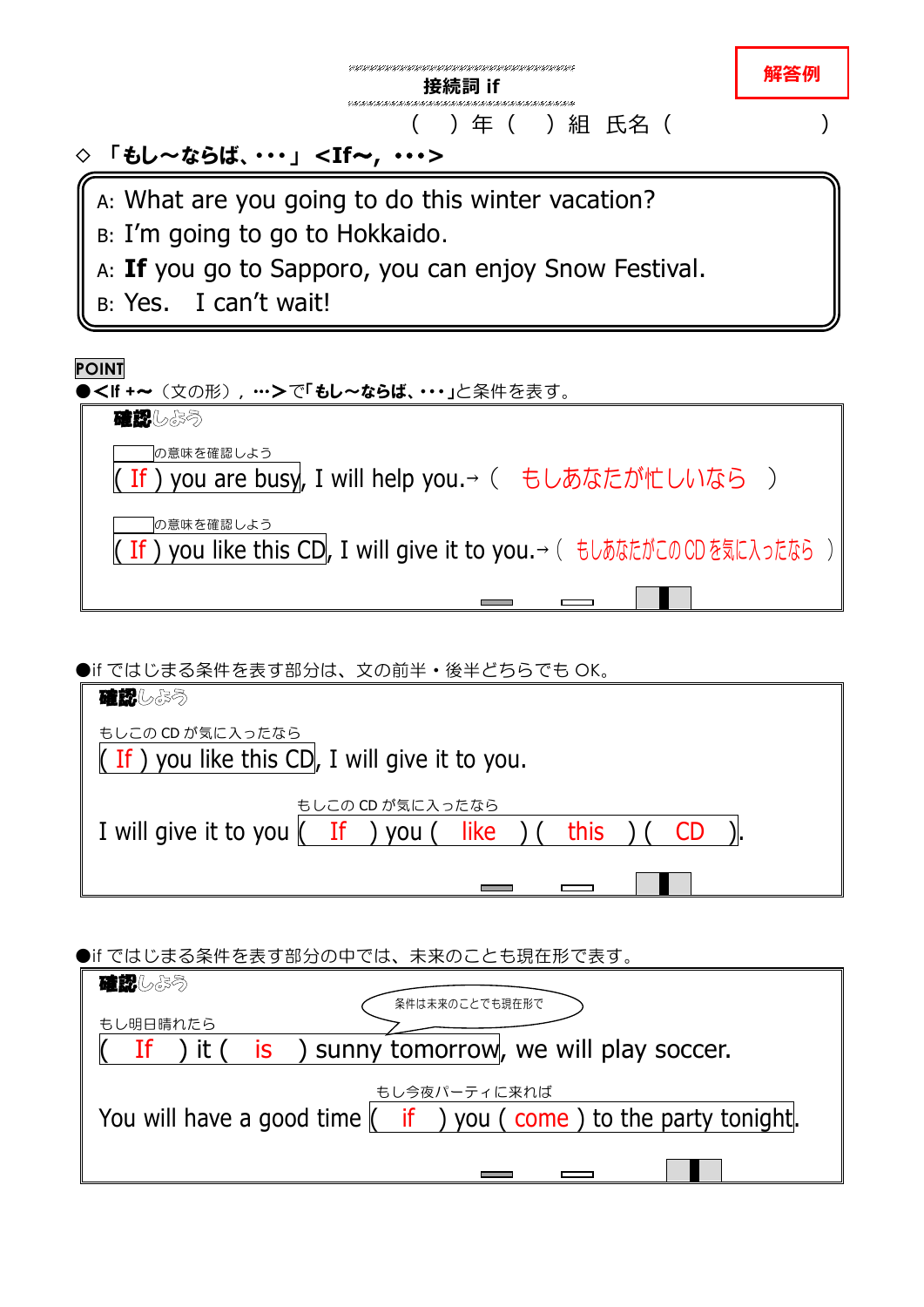# 接続詞 if

解答例

（　）年（　）組　氏名（　　　　　）

## ◇「もし～ならば、･･･」<If～, ･･･>

A: What are you going to do this winter vacation?
B: I'm going to go to Hokkaido.
A: **If** you go to Sapporo, you can enjoy Snow Festival.
B: Yes.　I can't wait!

**POINT**

●**<If +～**（文の形），**･･･>**で「**もし～ならば、･･･**」と条件を表す。

**確認しよう**

□の意味を確認しよう
( If ) you are busy, I will help you.→（　もしあなたが忙しいなら　）

□の意味を確認しよう
( If ) you like this CD, I will give it to you.→（　もしあなたがこの CD を気に入ったなら　）

●if ではじまる条件を表す部分は、文の前半・後半どちらでも OK。

**確認しよう**

もしこの CD が気に入ったなら
( If ) you like this CD, I will give it to you.

もしこの CD が気に入ったなら
I will give it to you (　If　) you (　like　) (　this　) (　CD　).

●if ではじまる条件を表す部分の中では、未来のことも現在形で表す。

**確認しよう**

条件は未来のことでも現在形で

もし明日晴れたら
(　If　) it (　is　) sunny tomorrow, we will play soccer.

もし今夜パーティに来れば
You will have a good time (　if　) you ( come ) to the party tonight.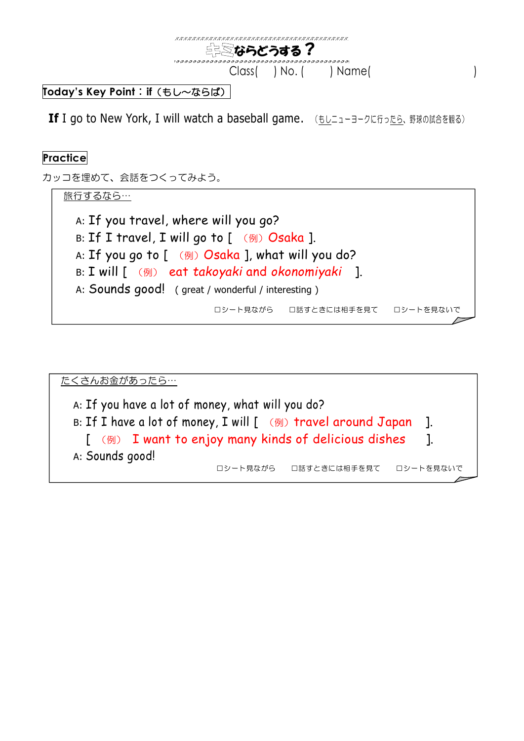# キミならどうする？

Class(　　) No. (　　　) Name(　　　　　　　　　　)

**Today's Key Point：if（もし～ならば）**

**If** I go to New York, I will watch a baseball game.　（もしニューヨークに行ったら、野球の試合を観る）

**Practice**

カッコを埋めて、会話をつくってみよう。

旅行するなら…

A: If you travel, where will you go?
B: If I travel, I will go to [ （例）Osaka ].
A: If you go to [ （例）Osaka ], what will you do?
B: I will [ （例） eat *takoyaki* and *okonomiyaki* ].
A: Sounds good! ( great / wonderful / interesting )

□シート見ながら　□話すときには相手を見て　□シートを見ないで

たくさんお金があったら…

A: If you have a lot of money, what will you do?
B: If I have a lot of money, I will [ （例）travel around Japan ].
[ （例） I want to enjoy many kinds of delicious dishes ].
A: Sounds good!

□シート見ながら　□話すときには相手を見て　□シートを見ないで